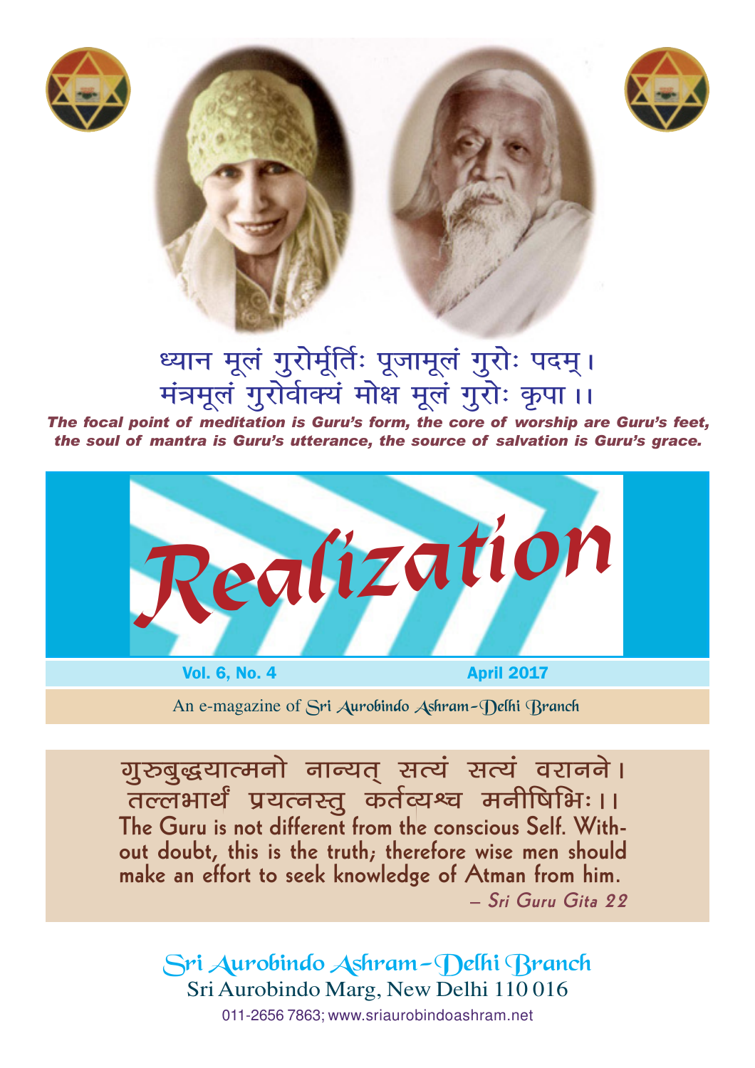ध्यान मूलं गुरोर्मूर्तिः पूजामूलं गुरोः पदम्।
मंत्रमूलं गुरोर्वाक्यं मोक्ष मूलं गुरोः कृपा।।

*The focal point of meditation is Guru's form, the core of worship are Guru's feet, the soul of mantra is Guru's utterance, the source of salvation is Guru's grace.*

# Realization

**Vol. 6, No. 4** **April 2017**

An e-magazine of Sri Aurobindo Ashram–Delhi Branch

गुरुबुद्ध्यात्मनो नान्यत् सत्यं सत्यं वरानने।
तल्लभार्थं प्रयत्नस्तु कर्तव्यश्च मनीषिभिः।।

**The Guru is not different from the conscious Self. Without doubt, this is the truth; therefore wise men should make an effort to seek knowledge of Atman from him.**

*– Sri Guru Gita 22*

Sri Aurobindo Ashram–Delhi Branch
Sri Aurobindo Marg, New Delhi 110 016
011-2656 7863; www.sriaurobindoashram.net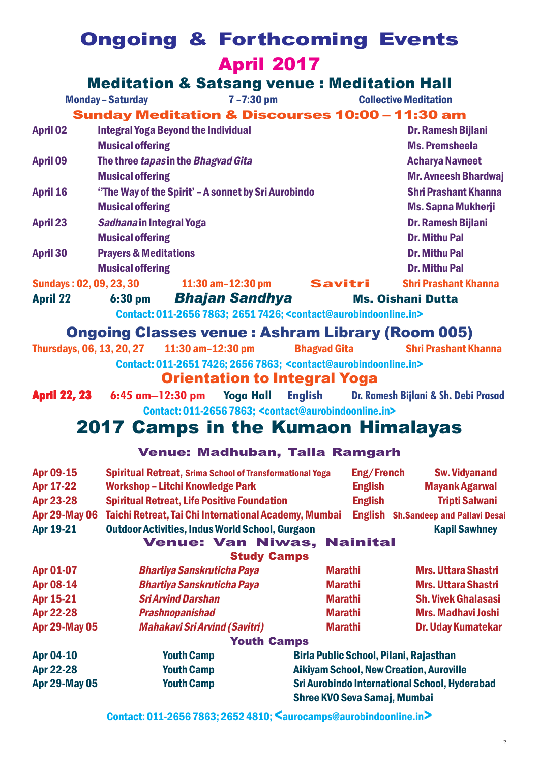# Ongoing & Forthcoming Events

## April 2017

### Meditation & Satsang venue : Meditation Hall

| Monday – Saturday | 7 –7:30 pm | Collective Meditation |
|---|---|---|

### Sunday Meditation & Discourses 10:00 – 11:30 am

| Date | Topic | Speaker |
|---|---|---|
| April 02 | Integral Yoga Beyond the Individual | Dr. Ramesh Bijlani |
| | Musical offering | Ms. Premsheela |
| April 09 | The three *tapas* in the *Bhagvad Gita* | Acharya Navneet |
| | Musical offering | Mr. Avneesh Bhardwaj |
| April 16 | ''The Way of the Spirit' – A sonnet by Sri Aurobindo | Shri Prashant Khanna |
| | Musical offering | Ms. Sapna Mukherji |
| April 23 | *Sadhana* in Integral Yoga | Dr. Ramesh Bijlani |
| | Musical offering | Dr. Mithu Pal |
| April 30 | Prayers & Meditations | Dr. Mithu Pal |
| | Musical offering | Dr. Mithu Pal |

**Sundays : 02, 09, 23, 30** — 11:30 am–12:30 pm — **Savitri** — Shri Prashant Khanna

**April 22** — 6:30 pm — ***Bhajan Sandhya*** — Ms. Oishani Dutta

Contact: 011-2656 7863; 2651 7426; <contact@aurobindoonline.in>

### Ongoing Classes venue : Ashram Library (Room 005)

**Thursdays, 06, 13, 20, 27** — 11:30 am–12:30 pm — Bhagvad Gita — Shri Prashant Khanna

Contact: 011-2651 7426; 2656 7863; <contact@aurobindoonline.in>

### Orientation to Integral Yoga

**April 22, 23** — 6:45 am–12:30 pm — Yoga Hall — English — Dr. Ramesh Bijlani & Sh. Debi Prasad

Contact: 011-2656 7863; <contact@aurobindoonline.in>

## 2017 Camps in the Kumaon Himalayas

### Venue: Madhuban, Talla Ramgarh

| Date | Event | Language | Conducted by |
|---|---|---|---|
| Apr 09-15 | Spiritual Retreat, Srima School of Transformational Yoga | Eng/French | Sw. Vidyanand |
| Apr 17-22 | Workshop – Litchi Knowledge Park | English | Mayank Agarwal |
| Apr 23-28 | Spiritual Retreat, Life Positive Foundation | English | Tripti Salwani |
| Apr 29-May 06 | Taichi Retreat, Tai Chi International Academy, Mumbai | English | Sh.Sandeep and Pallavi Desai |
| Apr 19-21 | Outdoor Activities, Indus World School, Gurgaon | | Kapil Sawhney |

### Venue: Van Niwas, Nainital

#### Study Camps

| Date | Topic | Language | Conducted by |
|---|---|---|---|
| Apr 01-07 | *Bhartiya Sanskruticha Paya* | Marathi | Mrs. Uttara Shastri |
| Apr 08-14 | *Bhartiya Sanskruticha Paya* | Marathi | Mrs. Uttara Shastri |
| Apr 15-21 | *Sri Arvind Darshan* | Marathi | Sh. Vivek Ghalasasi |
| Apr 22-28 | *Prashnopanishad* | Marathi | Mrs. Madhavi Joshi |
| Apr 29-May 05 | *Mahakavi Sri Arvind (Savitri)* | Marathi | Dr. Uday Kumatekar |

#### Youth Camps

| Date | Camp | School |
|---|---|---|
| Apr 04-10 | Youth Camp | Birla Public School, Pilani, Rajasthan |
| Apr 22-28 | Youth Camp | Aikiyam School, New Creation, Auroville |
| Apr 29-May 05 | Youth Camp | Sri Aurobindo International School, Hyderabad<br>Shree KVO Seva Samaj, Mumbai |

Contact: 011-2656 7863; 2652 4810; <aurocamps@aurobindoonline.in>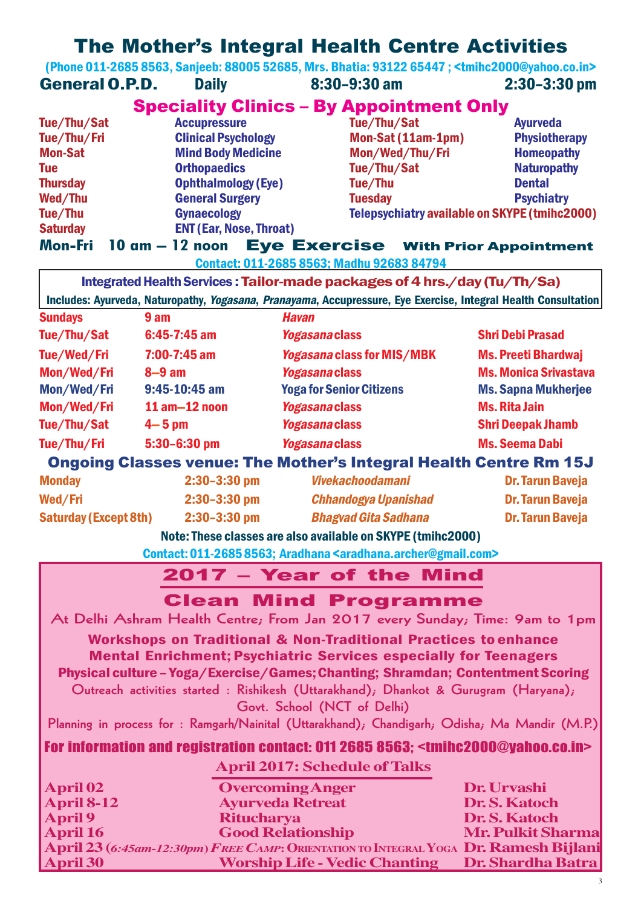# The Mother's Integral Health Centre Activities

(Phone 011-2685 8563, Sanjeeb: 88005 52685, Mrs. Bhatia: 93122 65447 ; <tmihc2000@yahoo.co.in>

**General O.P.D.** Daily 8:30–9:30 am 2:30–3:30 pm

## Speciality Clinics – By Appointment Only

| Days | Clinic | Days | Clinic |
|---|---|---|---|
| Tue/Thu/Sat | Accupressure | Tue/Thu/Sat | Ayurveda |
| Tue/Thu/Fri | Clinical Psychology | Mon-Sat (11am-1pm) | Physiotherapy |
| Mon-Sat | Mind Body Medicine | Mon/Wed/Thu/Fri | Homeopathy |
| Tue | Orthopaedics | Tue/Thu/Sat | Naturopathy |
| Thursday | Ophthalmology (Eye) | Tue/Thu | Dental |
| Wed/Thu | General Surgery | Tuesday | Psychiatry |
| Tue/Thu | Gynaecology | Telepsychiatry available on SKYPE (tmihc2000) | |
| Saturday | ENT (Ear, Nose, Throat) | | |

**Mon-Fri 10 am – 12 noon Eye Exercise With Prior Appointment**

Contact: 011-2685 8563; Madhu 92683 84794

**Integrated Health Services : Tailor-made packages of 4 hrs./day (Tu/Th/Sa)**

Includes: Ayurveda, Naturopathy, *Yogasana*, *Pranayama*, Accupressure, Eye Exercise, Integral Health Consultation

| Days | Time | Activity | Instructor |
|---|---|---|---|
| Sundays | 9 am | *Havan* | |
| Tue/Thu/Sat | 6:45-7:45 am | *Yogasana* class | Shri Debi Prasad |
| Tue/Wed/Fri | 7:00-7:45 am | *Yogasana* class for MIS/MBK | Ms. Preeti Bhardwaj |
| Mon/Wed/Fri | 8–9 am | *Yogasana* class | Ms. Monica Srivastava |
| Mon/Wed/Fri | 9:45-10:45 am | Yoga for Senior Citizens | Ms. Sapna Mukherjee |
| Mon/Wed/Fri | 11 am–12 noon | *Yogasana* class | Ms. Rita Jain |
| Tue/Thu/Sat | 4– 5 pm | *Yogasana* class | Shri Deepak Jhamb |
| Tue/Thu/Fri | 5:30–6:30 pm | *Yogasana* class | Ms. Seema Dabi |

## Ongoing Classes venue: The Mother's Integral Health Centre Rm 15J

| Day | Time | Class | Teacher |
|---|---|---|---|
| Monday | 2:30–3:30 pm | *Vivekachoodamani* | Dr. Tarun Baveja |
| Wed/Fri | 2:30–3:30 pm | *Chhandogya Upanishad* | Dr. Tarun Baveja |
| Saturday (Except 8th) | 2:30–3:30 pm | *Bhagvad Gita Sadhana* | Dr. Tarun Baveja |

Note: These classes are also available on SKYPE (tmihc2000)

Contact: 011-2685 8563; Aradhana <aradhana.archer@gmail.com>

## 2017 – Year of the Mind

## Clean Mind Programme

At Delhi Ashram Health Centre; From Jan 2017 every Sunday; Time: 9am to 1pm

**Workshops on Traditional & Non-Traditional Practices to enhance Mental Enrichment; Psychiatric Services especially for Teenagers**

**Physical culture – Yoga/Exercise/Games; Chanting; Shramdan; Contentment Scoring**

Outreach activities started : Rishikesh (Uttarakhand); Dhankot & Gurugram (Haryana); Govt. School (NCT of Delhi)

Planning in process for : Ramgarh/Nainital (Uttarakhand); Chandigarh; Odisha; Ma Mandir (M.P.)

**For information and registration contact: 011 2685 8563; <tmihc2000@yahoo.co.in>**

### April 2017: Schedule of Talks

| Date | Talk | Speaker |
|---|---|---|
| April 02 | Overcoming Anger | Dr. Urvashi |
| April 8-12 | Ayurveda Retreat | Dr. S. Katoch |
| April 9 | Ritucharya | Dr. S. Katoch |
| April 16 | Good Relationship | Mr. Pulkit Sharma |
| April 23 (*6:45am-12:30pm*) | *Free Camp*: Orientation to Integral Yoga | Dr. Ramesh Bijlani |
| April 30 | Worship Life - Vedic Chanting | Dr. Shardha Batra |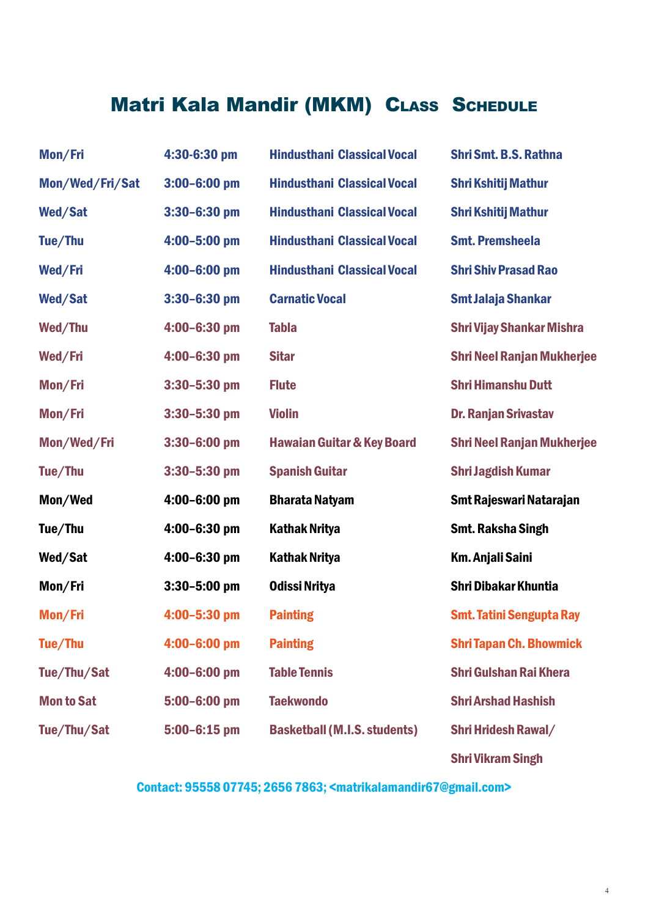# Matri Kala Mandir (MKM) CLASS SCHEDULE

| Days | Time | Class | Teacher |
|---|---|---|---|
| Mon/Fri | 4:30-6:30 pm | Hindusthani Classical Vocal | Shri Smt. B.S. Rathna |
| Mon/Wed/Fri/Sat | 3:00–6:00 pm | Hindusthani Classical Vocal | Shri Kshitij Mathur |
| Wed/Sat | 3:30–6:30 pm | Hindusthani Classical Vocal | Shri Kshitij Mathur |
| Tue/Thu | 4:00–5:00 pm | Hindusthani Classical Vocal | Smt. Premsheela |
| Wed/Fri | 4:00–6:00 pm | Hindusthani Classical Vocal | Shri Shiv Prasad Rao |
| Wed/Sat | 3:30–6:30 pm | Carnatic Vocal | Smt Jalaja Shankar |
| Wed/Thu | 4:00–6:30 pm | Tabla | Shri Vijay Shankar Mishra |
| Wed/Fri | 4:00–6:30 pm | Sitar | Shri Neel Ranjan Mukherjee |
| Mon/Fri | 3:30–5:30 pm | Flute | Shri Himanshu Dutt |
| Mon/Fri | 3:30–5:30 pm | Violin | Dr. Ranjan Srivastav |
| Mon/Wed/Fri | 3:30–6:00 pm | Hawaian Guitar & Key Board | Shri Neel Ranjan Mukherjee |
| Tue/Thu | 3:30–5:30 pm | Spanish Guitar | Shri Jagdish Kumar |
| Mon/Wed | 4:00–6:00 pm | Bharata Natyam | Smt Rajeswari Natarajan |
| Tue/Thu | 4:00–6:30 pm | Kathak Nritya | Smt. Raksha Singh |
| Wed/Sat | 4:00–6:30 pm | Kathak Nritya | Km. Anjali Saini |
| Mon/Fri | 3:30–5:00 pm | Odissi Nritya | Shri Dibakar Khuntia |
| Mon/Fri | 4:00–5:30 pm | Painting | Smt. Tatini Sengupta Ray |
| Tue/Thu | 4:00–6:00 pm | Painting | Shri Tapan Ch. Bhowmick |
| Tue/Thu/Sat | 4:00–6:00 pm | Table Tennis | Shri Gulshan Rai Khera |
| Mon to Sat | 5:00–6:00 pm | Taekwondo | Shri Arshad Hashish |
| Tue/Thu/Sat | 5:00–6:15 pm | Basketball (M.I.S. students) | Shri Hridesh Rawal/ Shri Vikram Singh |

**Contact: 95558 07745; 2656 7863; <matrikalamandir67@gmail.com>**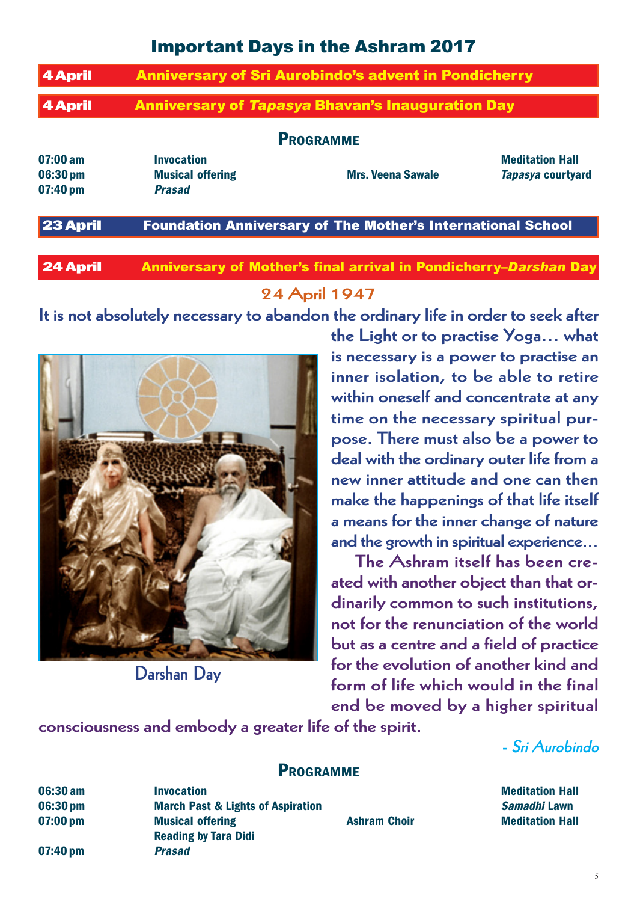# Important Days in the Ashram 2017

**4 April** — **Anniversary of Sri Aurobindo's advent in Pondicherry**

**4 April** — **Anniversary of *Tapasya* Bhavan's Inauguration Day**

## Programme

| | | | |
|---|---|---|---|
| 07:00 am | Invocation | | Meditation Hall |
| 06:30 pm | Musical offering | Mrs. Veena Sawale | *Tapasya* courtyard |
| 07:40 pm | *Prasad* | | |

**23 April** — **Foundation Anniversary of The Mother's International School**

**24 April** — **Anniversary of Mother's final arrival in Pondicherry–*Darshan* Day**

### 24 April 1947

**It is not absolutely necessary to abandon the ordinary life in order to seek after the Light or to practise Yoga… what is necessary is a power to practise an inner isolation, to be able to retire within oneself and concentrate at any time on the necessary spiritual purpose. There must also be a power to deal with the ordinary outer life from a new inner attitude and one can then make the happenings of that life itself a means for the inner change of nature and the growth in spiritual experience…**

**The Ashram itself has been created with another object than that ordinarily common to such institutions, not for the renunciation of the world but as a centre and a field of practice for the evolution of another kind and form of life which would in the final end be moved by a higher spiritual consciousness and embody a greater life of the spirit.**

*- Sri Aurobindo*

Darshan Day

## Programme

| | | | |
|---|---|---|---|
| 06:30 am | Invocation | | Meditation Hall |
| 06:30 pm | March Past & Lights of Aspiration | | *Samadhi* Lawn |
| 07:00 pm | Musical offering | Ashram Choir | Meditation Hall |
| | Reading by Tara Didi | | |
| 07:40 pm | *Prasad* | | |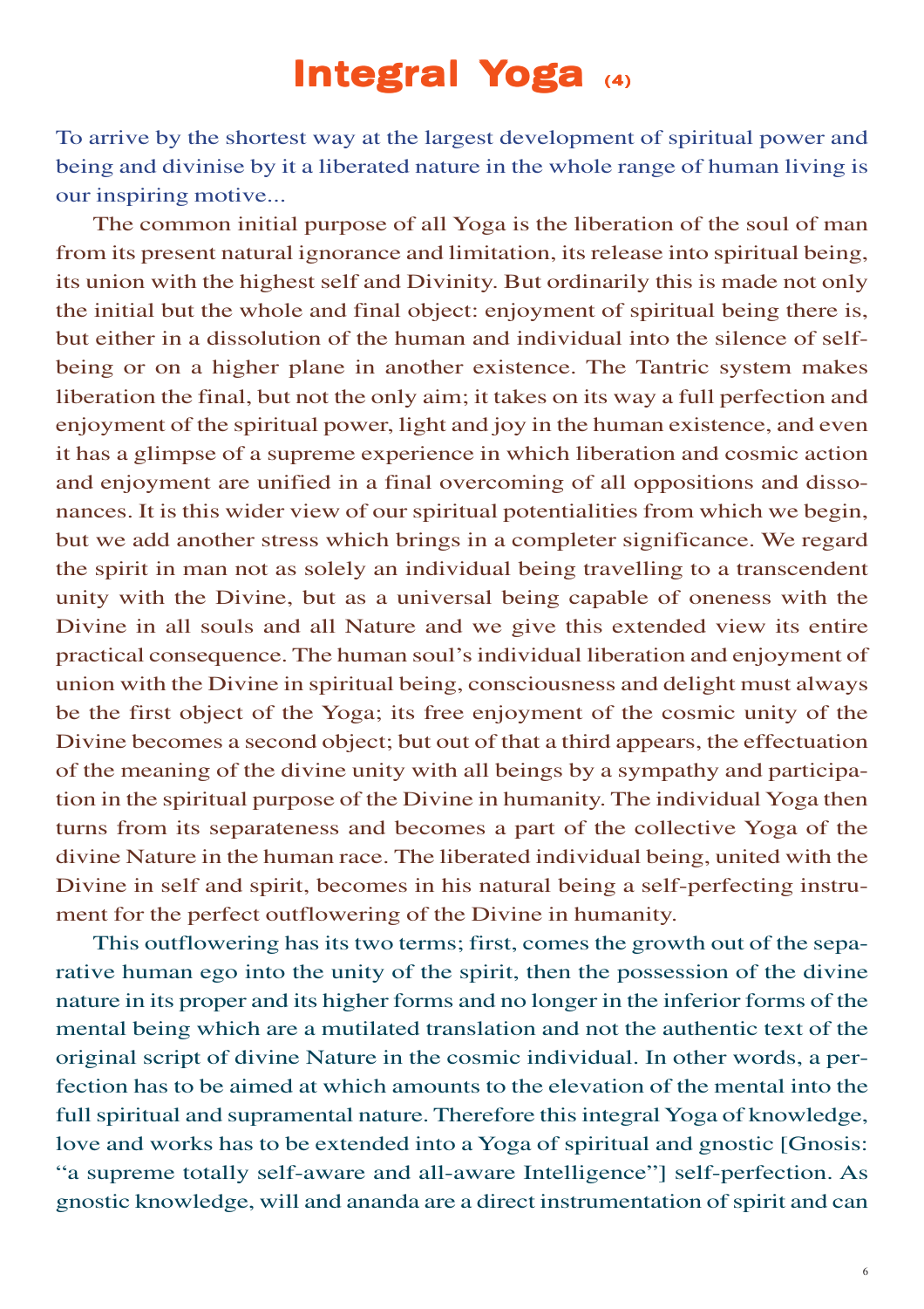# Integral Yoga (4)

To arrive by the shortest way at the largest development of spiritual power and being and divinise by it a liberated nature in the whole range of human living is our inspiring motive...

The common initial purpose of all Yoga is the liberation of the soul of man from its present natural ignorance and limitation, its release into spiritual being, its union with the highest self and Divinity. But ordinarily this is made not only the initial but the whole and final object: enjoyment of spiritual being there is, but either in a dissolution of the human and individual into the silence of self-being or on a higher plane in another existence. The Tantric system makes liberation the final, but not the only aim; it takes on its way a full perfection and enjoyment of the spiritual power, light and joy in the human existence, and even it has a glimpse of a supreme experience in which liberation and cosmic action and enjoyment are unified in a final overcoming of all oppositions and dissonances. It is this wider view of our spiritual potentialities from which we begin, but we add another stress which brings in a completer significance. We regard the spirit in man not as solely an individual being travelling to a transcendent unity with the Divine, but as a universal being capable of oneness with the Divine in all souls and all Nature and we give this extended view its entire practical consequence. The human soul's individual liberation and enjoyment of union with the Divine in spiritual being, consciousness and delight must always be the first object of the Yoga; its free enjoyment of the cosmic unity of the Divine becomes a second object; but out of that a third appears, the effectuation of the meaning of the divine unity with all beings by a sympathy and participation in the spiritual purpose of the Divine in humanity. The individual Yoga then turns from its separateness and becomes a part of the collective Yoga of the divine Nature in the human race. The liberated individual being, united with the Divine in self and spirit, becomes in his natural being a self-perfecting instrument for the perfect outflowering of the Divine in humanity.

This outflowering has its two terms; first, comes the growth out of the separative human ego into the unity of the spirit, then the possession of the divine nature in its proper and its higher forms and no longer in the inferior forms of the mental being which are a mutilated translation and not the authentic text of the original script of divine Nature in the cosmic individual. In other words, a perfection has to be aimed at which amounts to the elevation of the mental into the full spiritual and supramental nature. Therefore this integral Yoga of knowledge, love and works has to be extended into a Yoga of spiritual and gnostic [Gnosis: "a supreme totally self-aware and all-aware Intelligence"] self-perfection. As gnostic knowledge, will and ananda are a direct instrumentation of spirit and can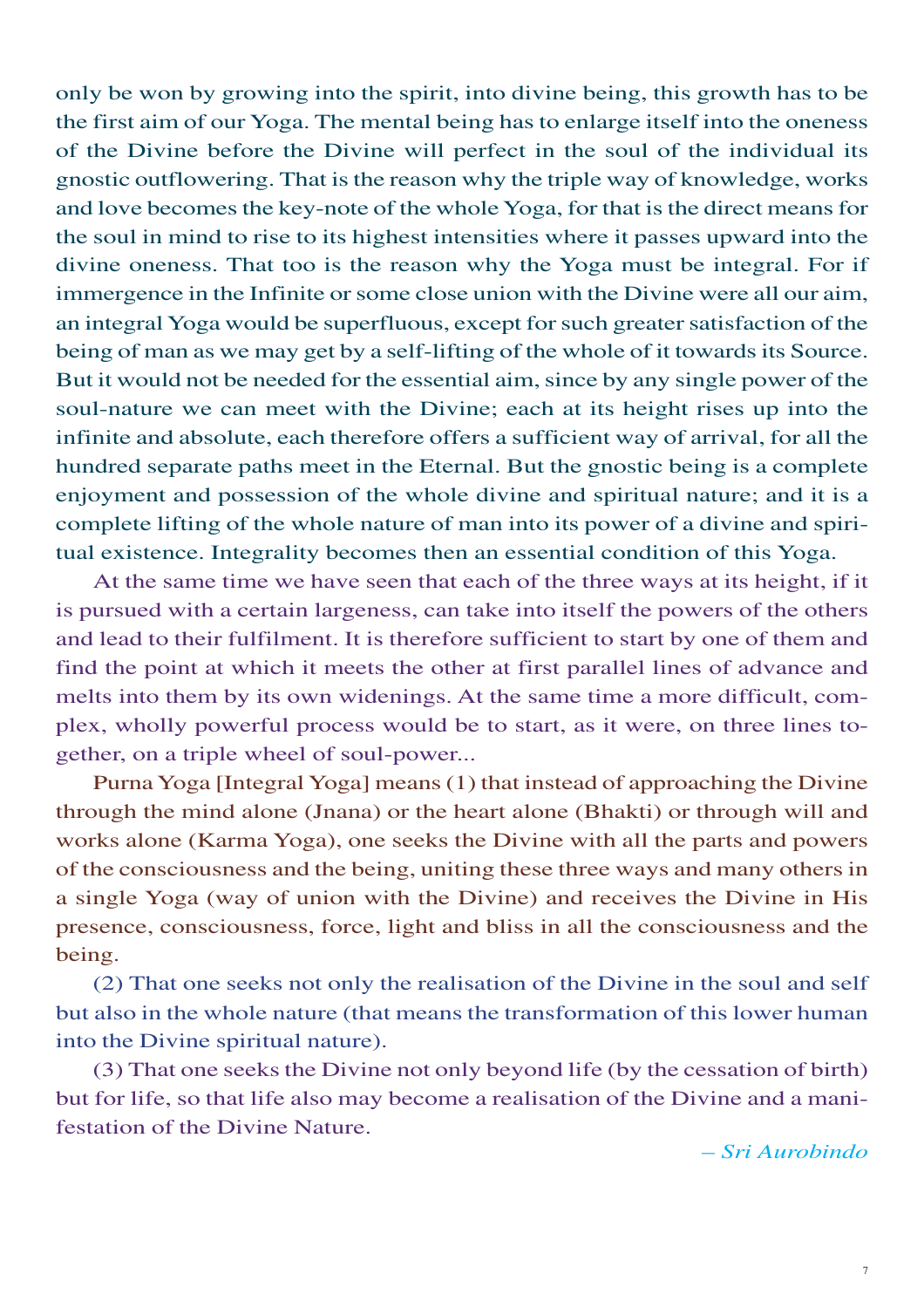only be won by growing into the spirit, into divine being, this growth has to be the first aim of our Yoga. The mental being has to enlarge itself into the oneness of the Divine before the Divine will perfect in the soul of the individual its gnostic outflowering. That is the reason why the triple way of knowledge, works and love becomes the key-note of the whole Yoga, for that is the direct means for the soul in mind to rise to its highest intensities where it passes upward into the divine oneness. That too is the reason why the Yoga must be integral. For if immergence in the Infinite or some close union with the Divine were all our aim, an integral Yoga would be superfluous, except for such greater satisfaction of the being of man as we may get by a self-lifting of the whole of it towards its Source. But it would not be needed for the essential aim, since by any single power of the soul-nature we can meet with the Divine; each at its height rises up into the infinite and absolute, each therefore offers a sufficient way of arrival, for all the hundred separate paths meet in the Eternal. But the gnostic being is a complete enjoyment and possession of the whole divine and spiritual nature; and it is a complete lifting of the whole nature of man into its power of a divine and spiritual existence. Integrality becomes then an essential condition of this Yoga.

At the same time we have seen that each of the three ways at its height, if it is pursued with a certain largeness, can take into itself the powers of the others and lead to their fulfilment. It is therefore sufficient to start by one of them and find the point at which it meets the other at first parallel lines of advance and melts into them by its own widenings. At the same time a more difficult, complex, wholly powerful process would be to start, as it were, on three lines together, on a triple wheel of soul-power...

Purna Yoga [Integral Yoga] means (1) that instead of approaching the Divine through the mind alone (Jnana) or the heart alone (Bhakti) or through will and works alone (Karma Yoga), one seeks the Divine with all the parts and powers of the consciousness and the being, uniting these three ways and many others in a single Yoga (way of union with the Divine) and receives the Divine in His presence, consciousness, force, light and bliss in all the consciousness and the being.

(2) That one seeks not only the realisation of the Divine in the soul and self but also in the whole nature (that means the transformation of this lower human into the Divine spiritual nature).

(3) That one seeks the Divine not only beyond life (by the cessation of birth) but for life, so that life also may become a realisation of the Divine and a manifestation of the Divine Nature.

*– Sri Aurobindo*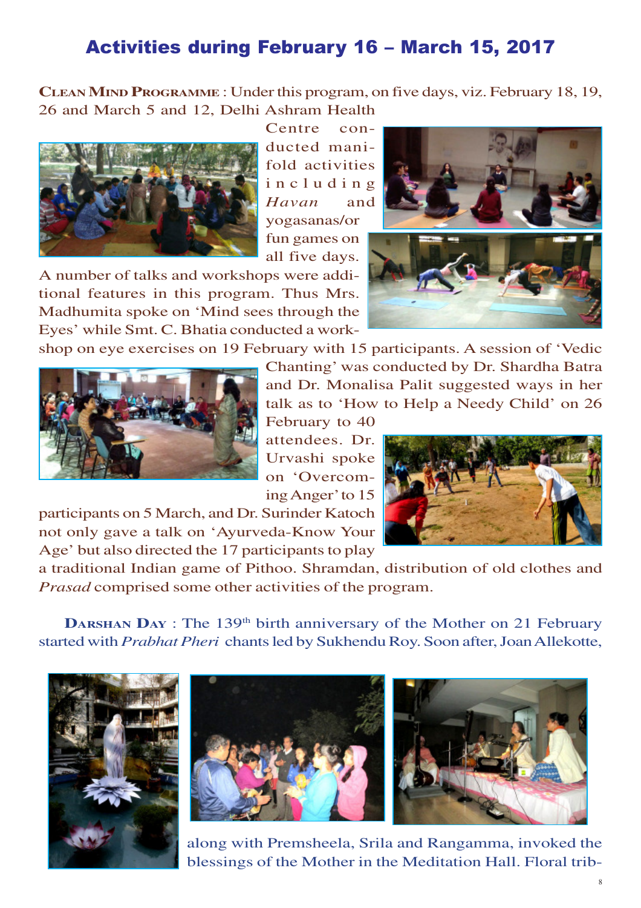# Activities during February 16 – March 15, 2017

**Clean Mind Programme** : Under this program, on five days, viz. February 18, 19, 26 and March 5 and 12, Delhi Ashram Health Centre conducted manifold activities including *Havan* and yogasanas/or fun games on all five days. A number of talks and workshops were additional features in this program. Thus Mrs. Madhumita spoke on 'Mind sees through the Eyes' while Smt. C. Bhatia conducted a workshop on eye exercises on 19 February with 15 participants. A session of 'Vedic Chanting' was conducted by Dr. Shardha Batra and Dr. Monalisa Palit suggested ways in her talk as to 'How to Help a Needy Child' on 26 February to 40 attendees. Dr. Urvashi spoke on 'Overcoming Anger' to 15 participants on 5 March, and Dr. Surinder Katoch not only gave a talk on 'Ayurveda-Know Your Age' but also directed the 17 participants to play a traditional Indian game of Pithoo. Shramdan, distribution of old clothes and *Prasad* comprised some other activities of the program.

**Darshan Day** : The 139th birth anniversary of the Mother on 21 February started with *Prabhat Pheri* chants led by Sukhendu Roy. Soon after, Joan Allekotte, along with Premsheela, Srila and Rangamma, invoked the blessings of the Mother in the Meditation Hall. Floral trib-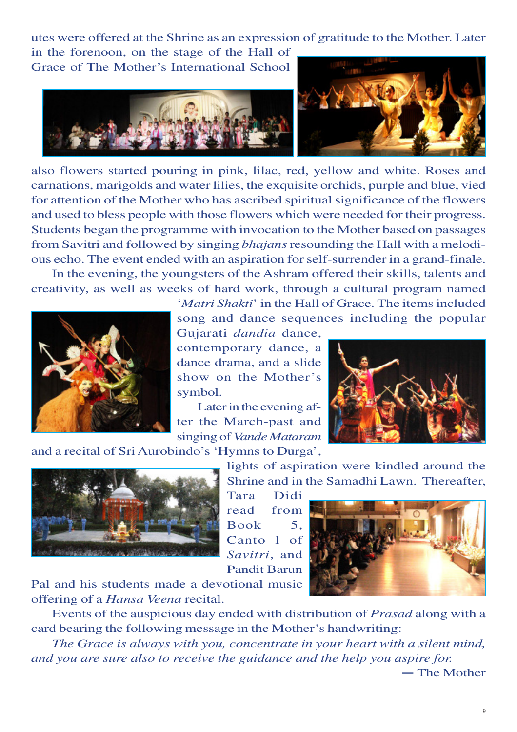utes were offered at the Shrine as an expression of gratitude to the Mother. Later in the forenoon, on the stage of the Hall of Grace of The Mother's International School also flowers started pouring in pink, lilac, red, yellow and white. Roses and carnations, marigolds and water lilies, the exquisite orchids, purple and blue, vied for attention of the Mother who has ascribed spiritual significance of the flowers and used to bless people with those flowers which were needed for their progress. Students began the programme with invocation to the Mother based on passages from Savitri and followed by singing *bhajans* resounding the Hall with a melodious echo. The event ended with an aspiration for self-surrender in a grand-finale.

In the evening, the youngsters of the Ashram offered their skills, talents and creativity, as well as weeks of hard work, through a cultural program named '*Matri Shakti*' in the Hall of Grace. The items included song and dance sequences including the popular Gujarati *dandia* dance, contemporary dance, a dance drama, and a slide show on the Mother's symbol.

Later in the evening after the March-past and singing of *Vande Mataram* and a recital of Sri Aurobindo's 'Hymns to Durga', lights of aspiration were kindled around the Shrine and in the Samadhi Lawn. Thereafter, Tara Didi read from Book 5, Canto 1 of *Savitri*, and Pandit Barun Pal and his students made a devotional music offering of a *Hansa Veena* recital.

Events of the auspicious day ended with distribution of *Prasad* along with a card bearing the following message in the Mother's handwriting:

*The Grace is always with you, concentrate in your heart with a silent mind, and you are sure also to receive the guidance and the help you aspire for.*

— The Mother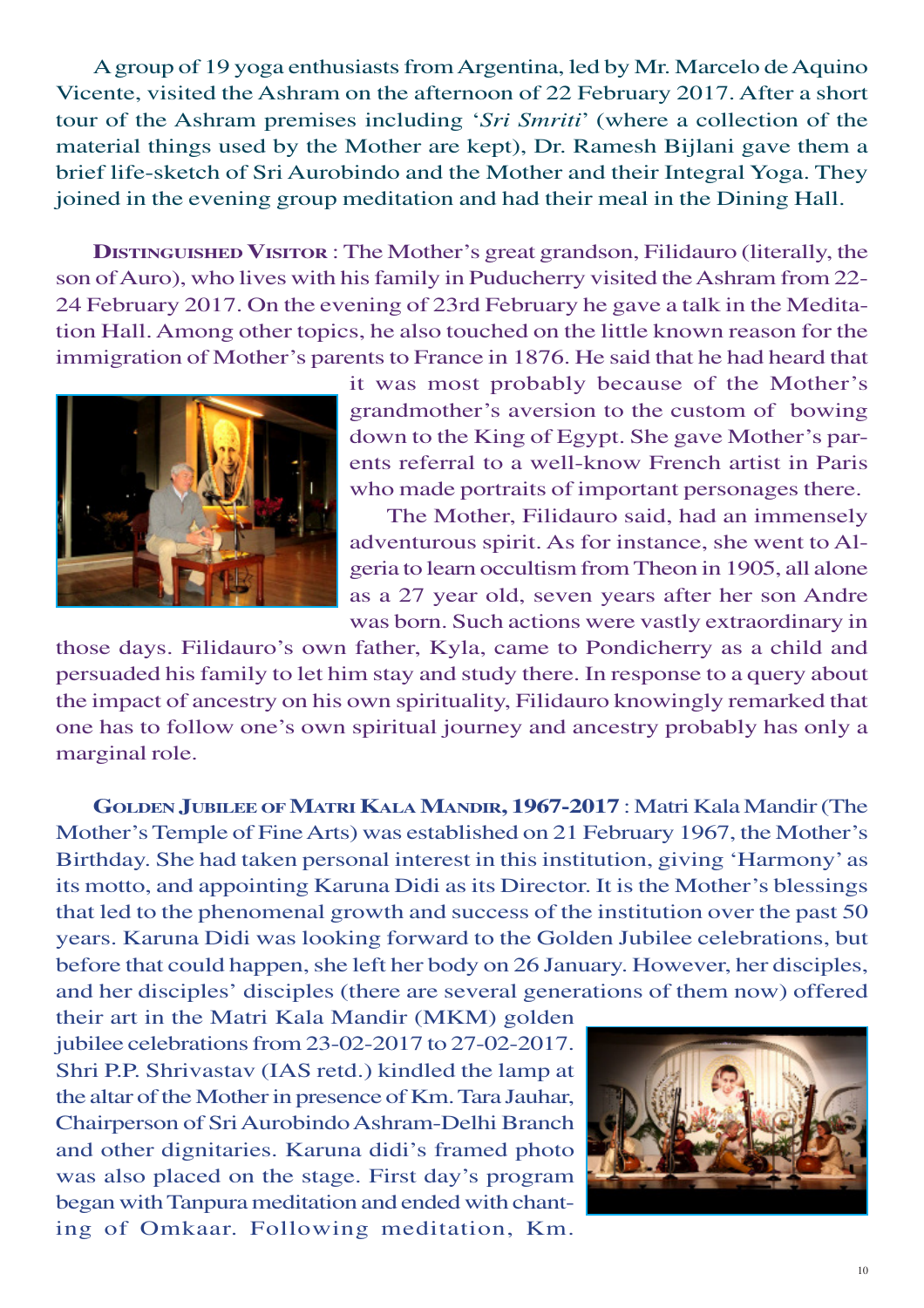A group of 19 yoga enthusiasts from Argentina, led by Mr. Marcelo de Aquino Vicente, visited the Ashram on the afternoon of 22 February 2017. After a short tour of the Ashram premises including '*Sri Smriti*' (where a collection of the material things used by the Mother are kept), Dr. Ramesh Bijlani gave them a brief life-sketch of Sri Aurobindo and the Mother and their Integral Yoga. They joined in the evening group meditation and had their meal in the Dining Hall.

**DISTINGUISHED VISITOR** : The Mother's great grandson, Filidauro (literally, the son of Auro), who lives with his family in Puducherry visited the Ashram from 22-24 February 2017. On the evening of 23rd February he gave a talk in the Meditation Hall. Among other topics, he also touched on the little known reason for the immigration of Mother's parents to France in 1876. He said that he had heard that it was most probably because of the Mother's grandmother's aversion to the custom of bowing down to the King of Egypt. She gave Mother's parents referral to a well-know French artist in Paris who made portraits of important personages there.

The Mother, Filidauro said, had an immensely adventurous spirit. As for instance, she went to Algeria to learn occultism from Theon in 1905, all alone as a 27 year old, seven years after her son Andre was born. Such actions were vastly extraordinary in those days. Filidauro's own father, Kyla, came to Pondicherry as a child and persuaded his family to let him stay and study there. In response to a query about the impact of ancestry on his own spirituality, Filidauro knowingly remarked that one has to follow one's own spiritual journey and ancestry probably has only a marginal role.

**GOLDEN JUBILEE OF MATRI KALA MANDIR, 1967-2017** : Matri Kala Mandir (The Mother's Temple of Fine Arts) was established on 21 February 1967, the Mother's Birthday. She had taken personal interest in this institution, giving 'Harmony' as its motto, and appointing Karuna Didi as its Director. It is the Mother's blessings that led to the phenomenal growth and success of the institution over the past 50 years. Karuna Didi was looking forward to the Golden Jubilee celebrations, but before that could happen, she left her body on 26 January. However, her disciples, and her disciples' disciples (there are several generations of them now) offered their art in the Matri Kala Mandir (MKM) golden jubilee celebrations from 23-02-2017 to 27-02-2017. Shri P.P. Shrivastav (IAS retd.) kindled the lamp at the altar of the Mother in presence of Km. Tara Jauhar, Chairperson of Sri Aurobindo Ashram-Delhi Branch and other dignitaries. Karuna didi's framed photo was also placed on the stage. First day's program began with Tanpura meditation and ended with chanting of Omkaar. Following meditation, Km.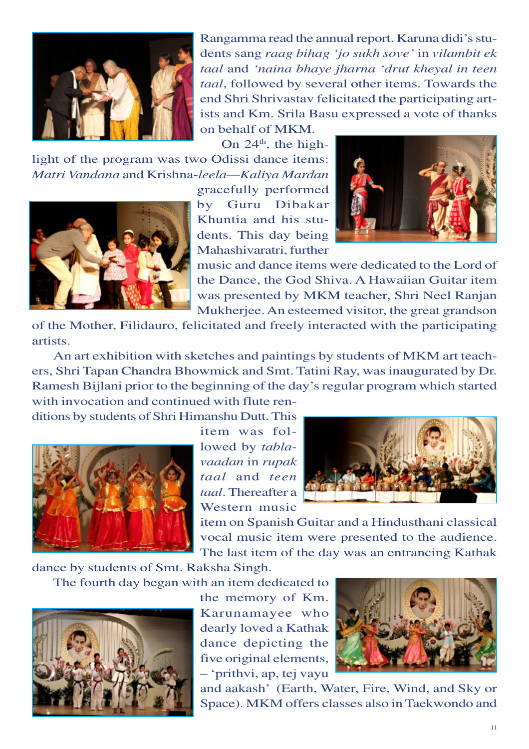Rangamma read the annual report. Karuna didi's students sang *raag bihag 'jo sukh sove'* in *vilambit ek taal* and *'naina bhaye jharna 'drut kheyal in teen taal*, followed by several other items. Towards the end Shri Shrivastav felicitated the participating artists and Km. Srila Basu expressed a vote of thanks on behalf of MKM.

On 24th, the highlight of the program was two Odissi dance items: *Matri Vandana* and Krishna-*leela—Kaliya Mardan* gracefully performed by Guru Dibakar Khuntia and his students. This day being Mahashivaratri, further music and dance items were dedicated to the Lord of the Dance, the God Shiva. A Hawaiian Guitar item was presented by MKM teacher, Shri Neel Ranjan Mukherjee. An esteemed visitor, the great grandson of the Mother, Filidauro, felicitated and freely interacted with the participating artists.

An art exhibition with sketches and paintings by students of MKM art teachers, Shri Tapan Chandra Bhowmick and Smt. Tatini Ray, was inaugurated by Dr. Ramesh Bijlani prior to the beginning of the day's regular program which started with invocation and continued with flute renditions by students of Shri Himanshu Dutt. This item was followed by *tabla-vaadan* in *rupak taal* and *teen taal*. Thereafter a Western music item on Spanish Guitar and a Hindusthani classical vocal music item were presented to the audience. The last item of the day was an entrancing Kathak dance by students of Smt. Raksha Singh.

The fourth day began with an item dedicated to the memory of Km. Karunamayee who dearly loved a Kathak dance depicting the five original elements, – 'prithvi, ap, tej vayu and aakash' (Earth, Water, Fire, Wind, and Sky or Space). MKM offers classes also in Taekwondo and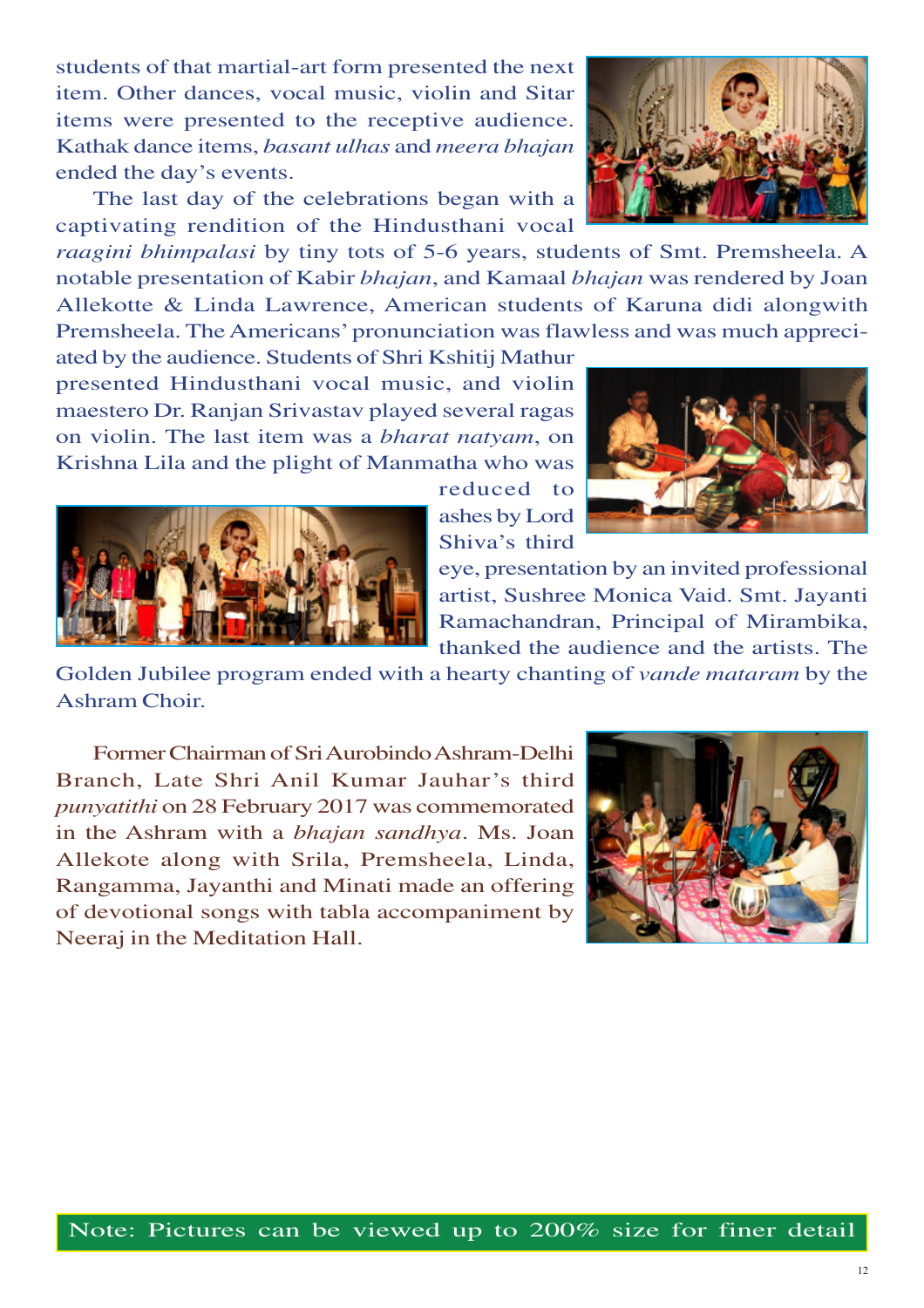students of that martial-art form presented the next item. Other dances, vocal music, violin and Sitar items were presented to the receptive audience. Kathak dance items, *basant ulhas* and *meera bhajan* ended the day's events.

The last day of the celebrations began with a captivating rendition of the Hindusthani vocal *raagini bhimpalasi* by tiny tots of 5-6 years, students of Smt. Premsheela. A notable presentation of Kabir *bhajan*, and Kamaal *bhajan* was rendered by Joan Allekotte & Linda Lawrence, American students of Karuna didi alongwith Premsheela. The Americans' pronunciation was flawless and was much appreciated by the audience. Students of Shri Kshitij Mathur presented Hindusthani vocal music, and violin maestero Dr. Ranjan Srivastav played several ragas on violin. The last item was a *bharat natyam*, on Krishna Lila and the plight of Manmatha who was reduced to ashes by Lord Shiva's third eye, presentation by an invited professional artist, Sushree Monica Vaid. Smt. Jayanti Ramachandran, Principal of Mirambika, thanked the audience and the artists. The Golden Jubilee program ended with a hearty chanting of *vande mataram* by the Ashram Choir.

Former Chairman of Sri Aurobindo Ashram-Delhi Branch, Late Shri Anil Kumar Jauhar's third *punyatithi* on 28 February 2017 was commemorated in the Ashram with a *bhajan sandhya*. Ms. Joan Allekote along with Srila, Premsheela, Linda, Rangamma, Jayanthi and Minati made an offering of devotional songs with tabla accompaniment by Neeraj in the Meditation Hall.

Note: Pictures can be viewed up to 200% size for finer detail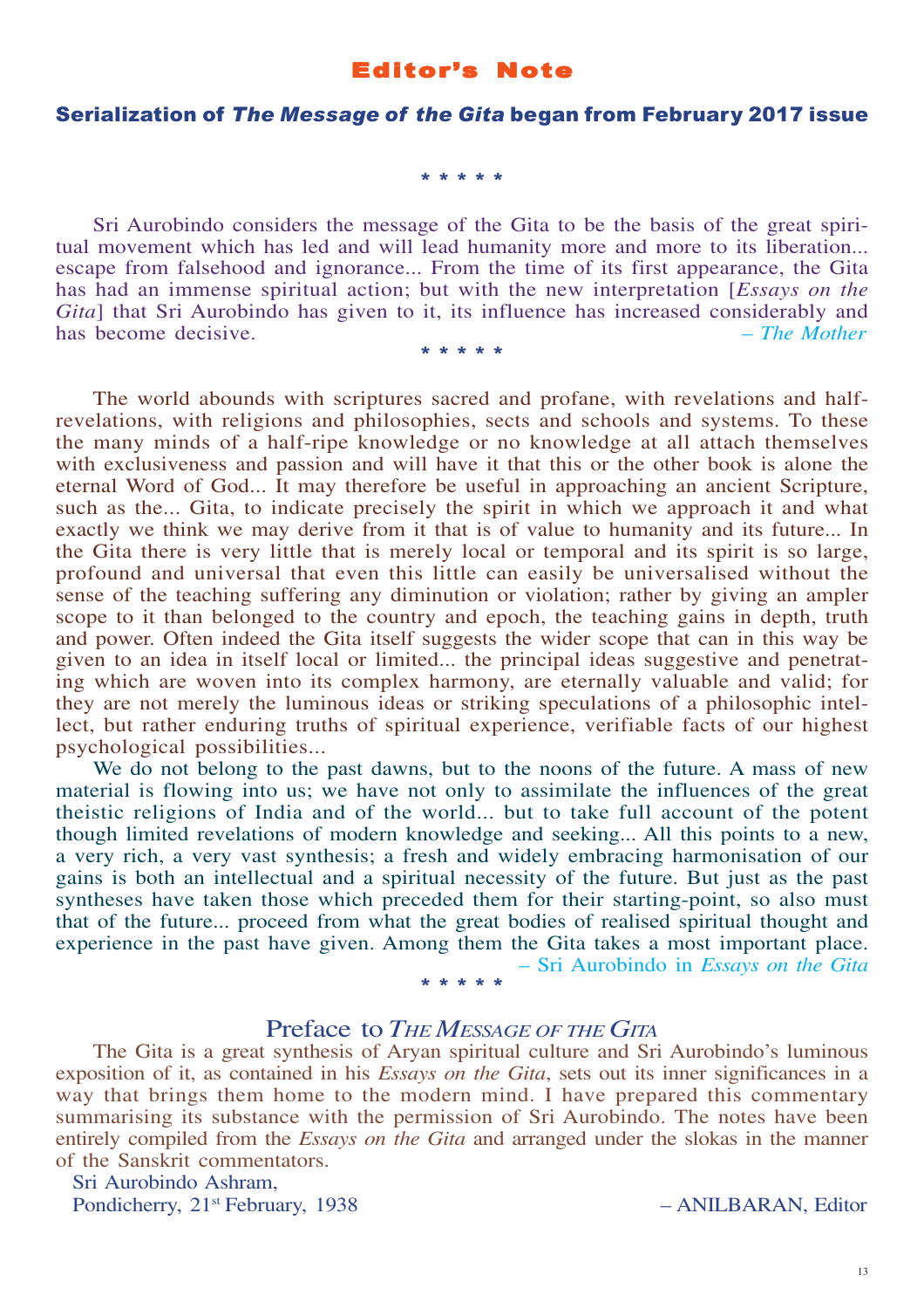# Editor's Note

## Serialization of *The Message of the Gita* began from February 2017 issue

\* \* \* \* \*

Sri Aurobindo considers the message of the Gita to be the basis of the great spiritual movement which has led and will lead humanity more and more to its liberation... escape from falsehood and ignorance... From the time of its first appearance, the Gita has had an immense spiritual action; but with the new interpretation [*Essays on the Gita*] that Sri Aurobindo has given to it, its influence has increased considerably and has become decisive.

*– The Mother*

\* \* \* \* \*

The world abounds with scriptures sacred and profane, with revelations and half-revelations, with religions and philosophies, sects and schools and systems. To these the many minds of a half-ripe knowledge or no knowledge at all attach themselves with exclusiveness and passion and will have it that this or the other book is alone the eternal Word of God... It may therefore be useful in approaching an ancient Scripture, such as the... Gita, to indicate precisely the spirit in which we approach it and what exactly we think we may derive from it that is of value to humanity and its future... In the Gita there is very little that is merely local or temporal and its spirit is so large, profound and universal that even this little can easily be universalised without the sense of the teaching suffering any diminution or violation; rather by giving an ampler scope to it than belonged to the country and epoch, the teaching gains in depth, truth and power. Often indeed the Gita itself suggests the wider scope that can in this way be given to an idea in itself local or limited... the principal ideas suggestive and penetrating which are woven into its complex harmony, are eternally valuable and valid; for they are not merely the luminous ideas or striking speculations of a philosophic intellect, but rather enduring truths of spiritual experience, verifiable facts of our highest psychological possibilities...

We do not belong to the past dawns, but to the noons of the future. A mass of new material is flowing into us; we have not only to assimilate the influences of the great theistic religions of India and of the world... but to take full account of the potent though limited revelations of modern knowledge and seeking... All this points to a new, a very rich, a very vast synthesis; a fresh and widely embracing harmonisation of our gains is both an intellectual and a spiritual necessity of the future. But just as the past syntheses have taken those which preceded them for their starting-point, so also must that of the future... proceed from what the great bodies of realised spiritual thought and experience in the past have given. Among them the Gita takes a most important place.

– Sri Aurobindo in *Essays on the Gita*

\* \* \* \* \*

## Preface to *The Message of the Gita*

The Gita is a great synthesis of Aryan spiritual culture and Sri Aurobindo's luminous exposition of it, as contained in his *Essays on the Gita*, sets out its inner significances in a way that brings them home to the modern mind. I have prepared this commentary summarising its substance with the permission of Sri Aurobindo. The notes have been entirely compiled from the *Essays on the Gita* and arranged under the slokas in the manner of the Sanskrit commentators.

Sri Aurobindo Ashram,
Pondicherry, 21st February, 1938

– ANILBARAN, Editor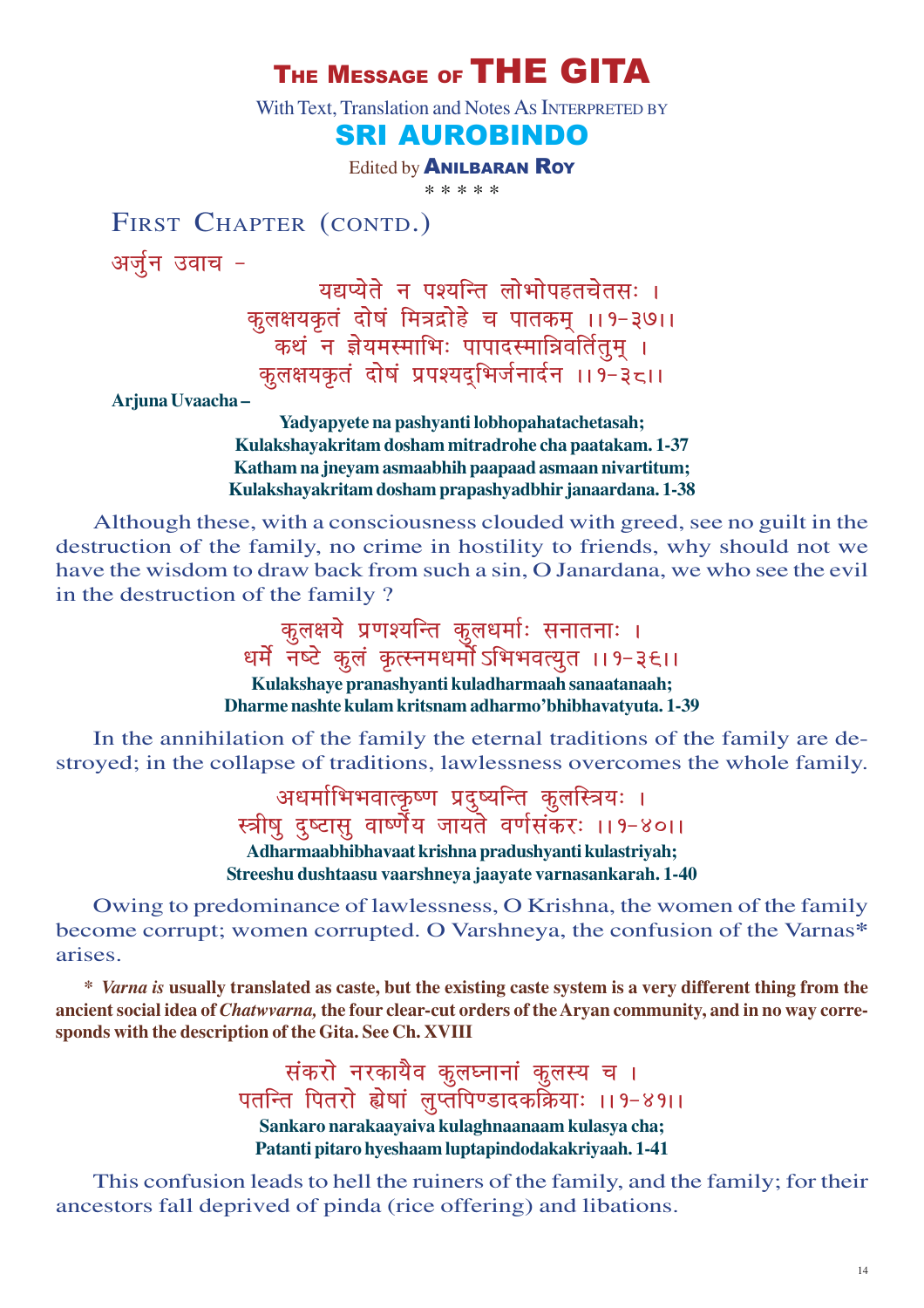# THE MESSAGE OF THE GITA

With Text, Translation and Notes As INTERPRETED BY

## SRI AUROBINDO

Edited by **ANILBARAN ROY**

\* \* \* \* \*

## FIRST CHAPTER (CONTD.)

अर्जुन उवाच –

यद्यप्येते न पश्यन्ति लोभोपहतचेतसः ।
कुलक्षयकृतं दोषं मित्रद्रोहे च पातकम् ।।१-३७।।
कथं न ज्ञेयमस्माभिः पापादस्मान्निवर्तितुम् ।
कुलक्षयकृतं दोषं प्रपश्यद्भिर्जनार्दन ।।१-३८।।

**Arjuna Uvaacha –**

**Yadyapyete na pashyanti lobhopahatachetasah;**
**Kulakshayakritam dosham mitradrohe cha paatakam. 1-37**
**Katham na jneyam asmaabhih paapaad asmaan nivartitum;**
**Kulakshayakritam dosham prapashyadbhir janaardana. 1-38**

Although these, with a consciousness clouded with greed, see no guilt in the destruction of the family, no crime in hostility to friends, why should not we have the wisdom to draw back from such a sin, O Janardana, we who see the evil in the destruction of the family ?

कुलक्षये प्रणश्यन्ति कुलधर्माः सनातनाः ।
धर्मे नष्टे कुलं कृत्स्नमधर्मोऽभिभवत्युत ।।१-३९।।

**Kulakshaye pranashyanti kuladharmaah sanaatanaah;**
**Dharme nashte kulam kritsnam adharmo'bhibhavatyuta. 1-39**

In the annihilation of the family the eternal traditions of the family are destroyed; in the collapse of traditions, lawlessness overcomes the whole family.

अधर्माभिभवात्कृष्ण प्रदुष्यन्ति कुलस्त्रियः ।
स्त्रीषु दुष्टासु वार्ष्णेय जायते वर्णसंकरः ।।१-४०।।

**Adharmaabhibhavaat krishna pradushyanti kulastriyah;**
**Streeshu dushtaasu vaarshneya jaayate varnasankarah. 1-40**

Owing to predominance of lawlessness, O Krishna, the women of the family become corrupt; women corrupted. O Varshneya, the confusion of the Varnas* arises.

**\* *Varna is* usually translated as caste, but the existing caste system is a very different thing from the ancient social idea of *Chatwvarna,* the four clear-cut orders of the Aryan community, and in no way corresponds with the description of the Gita. See Ch. XVIII**

संकरो नरकायैव कुलघ्नानां कुलस्य च ।
पतन्ति पितरो ह्येषां लुप्तपिण्डादकक्रियाः ।।१-४१।।

**Sankaro narakaayaiva kulaghnaanaam kulasya cha;**
**Patanti pitaro hyeshaam luptapindodakakriyaah. 1-41**

This confusion leads to hell the ruiners of the family, and the family; for their ancestors fall deprived of pinda (rice offering) and libations.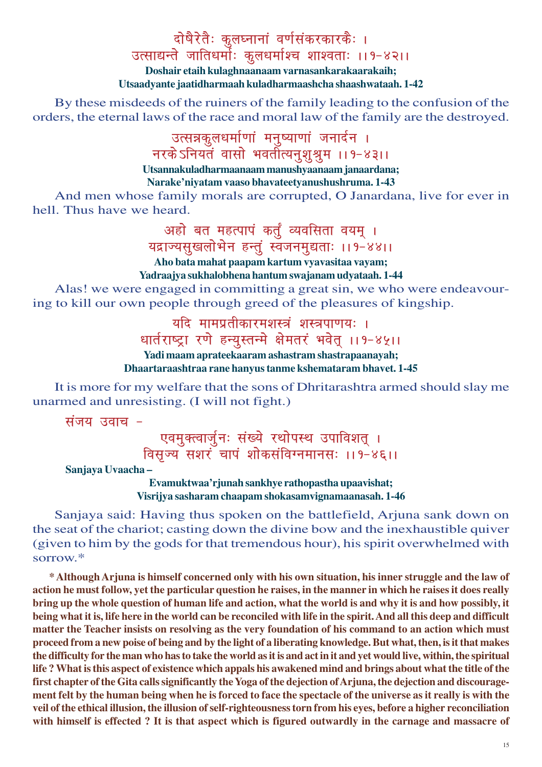दोषैरेतैः कुलघ्नानां वर्णसंकरकारकैः ।
उत्साद्यन्ते जातिधर्माः कुलधर्माश्च शाश्वताः ।।१-४२।।

**Doshair etaih kulaghnaanaam varnasankarakaarakaih;**
**Utsaadyante jaatidharmaah kuladharmaashcha shaashwataah. 1-42**

By these misdeeds of the ruiners of the family leading to the confusion of the orders, the eternal laws of the race and moral law of the family are the destroyed.

उत्सन्नकुलधर्माणां मनुष्याणां जनार्दन ।
नरकेऽनियतं वासो भवतीत्यनुशुश्रुम ।।१-४३।।

**Utsannakuladharmaanaam manushyaanaam janaardana;**
**Narake'niyatam vaaso bhavateetyanushushruma. 1-43**

And men whose family morals are corrupted, O Janardana, live for ever in hell. Thus have we heard.

अहो बत महत्पापं कर्तुं व्यवसिता वयम् ।
यद्राज्यसुखलोभेन हन्तुं स्वजनमुद्यताः ।।१-४४।।

**Aho bata mahat paapam kartum vyavasitaa vayam;**
**Yadraajya sukhalobhena hantum swajanam udyataah. 1-44**

Alas! we were engaged in committing a great sin, we who were endeavouring to kill our own people through greed of the pleasures of kingship.

यदि मामप्रतीकारमशस्त्रं शस्त्रपाणयः ।
धार्तराष्ट्रा रणे हन्युस्तन्मे क्षेमतरं भवेत् ।।१-४५।।

**Yadi maam aprateekaaram ashastram shastrapaanayah;**
**Dhaartaraashtraa rane hanyus tanme kshemataram bhavet. 1-45**

It is more for my welfare that the sons of Dhritarashtra armed should slay me unarmed and unresisting. (I will not fight.)

संजय उवाच -

एवमुक्त्वार्जुनः संख्ये रथोपस्थ उपाविशत् ।
विसृज्य सशरं चापं शोकसंविग्नमानसः ।।१-४६।।

**Sanjaya Uvaacha –**

**Evamuktwaa'rjunah sankhye rathopastha upaavishat;**
**Visrijya sasharam chaapam shokasamvignamaanasah. 1-46**

Sanjaya said: Having thus spoken on the battlefield, Arjuna sank down on the seat of the chariot; casting down the divine bow and the inexhaustible quiver (given to him by the gods for that tremendous hour), his spirit overwhelmed with sorrow.*

**\* Although Arjuna is himself concerned only with his own situation, his inner struggle and the law of action he must follow, yet the particular question he raises, in the manner in which he raises it does really bring up the whole question of human life and action, what the world is and why it is and how possibly, it being what it is, life here in the world can be reconciled with life in the spirit. And all this deep and difficult matter the Teacher insists on resolving as the very foundation of his command to an action which must proceed from a new poise of being and by the light of a liberating knowledge. But what, then, is it that makes the difficulty for the man who has to take the world as it is and act in it and yet would live, within, the spiritual life ? What is this aspect of existence which appals his awakened mind and brings about what the title of the first chapter of the Gita calls significantly the Yoga of the dejection of Arjuna, the dejection and discouragement felt by the human being when he is forced to face the spectacle of the universe as it really is with the veil of the ethical illusion, the illusion of self-righteousness torn from his eyes, before a higher reconciliation with himself is effected ? It is that aspect which is figured outwardly in the carnage and massacre of**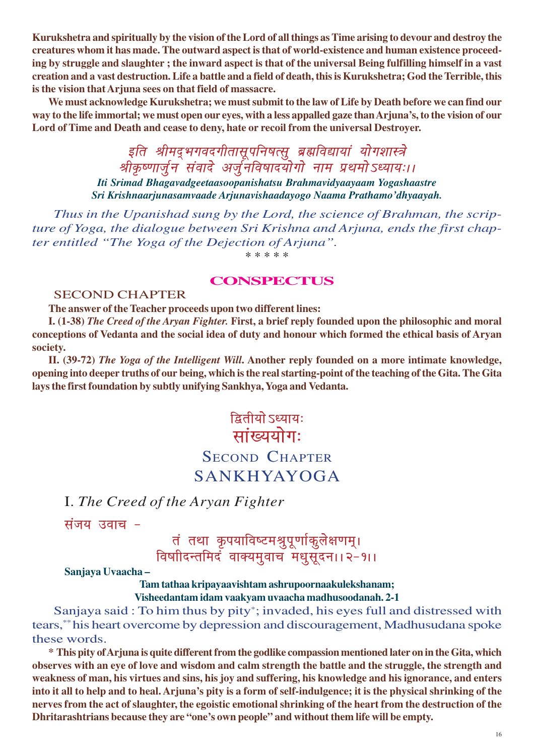**Kurukshetra and spiritually by the vision of the Lord of all things as Time arising to devour and destroy the creatures whom it has made. The outward aspect is that of world-existence and human existence proceeding by struggle and slaughter ; the inward aspect is that of the universal Being fulfilling himself in a vast creation and a vast destruction. Life a battle and a field of death, this is Kurukshetra; God the Terrible, this is the vision that Arjuna sees on that field of massacre.**

**We must acknowledge Kurukshetra; we must submit to the law of Life by Death before we can find our way to the life immortal; we must open our eyes, with a less appalled gaze than Arjuna's, to the vision of our Lord of Time and Death and cease to deny, hate or recoil from the universal Destroyer.**

इति श्रीमद्भगवदगीतासूपनिषत्सु ब्रह्मविद्यायां योगशास्त्रे
श्रीकृष्णार्जुन संवादे अर्जुनविषादयोगो नाम प्रथमोऽध्यायः।।

***Iti Srimad Bhagavadgeetaasoopanishatsu Brahmavidyaayaam Yogashaastre Sri Krishnaarjunasamvaade Arjunavishaadayogo Naama Prathamo'dhyaayah.***

*Thus in the Upanishad sung by the Lord, the science of Brahman, the scripture of Yoga, the dialogue between Sri Krishna and Arjuna, ends the first chapter entitled "The Yoga of the Dejection of Arjuna".*

\* \* \* \* \*

## CONSPECTUS

SECOND CHAPTER

**The answer of the Teacher proceeds upon two different lines:**

**I. (1-38)** ***The Creed of the Aryan Fighter.*** **First, a brief reply founded upon the philosophic and moral conceptions of Vedanta and the social idea of duty and honour which formed the ethical basis of Aryan society.**

**II. (39-72)** ***The Yoga of the Intelligent Will.*** **Another reply founded on a more intimate knowledge, opening into deeper truths of our being, which is the real starting-point of the teaching of the Gita. The Gita lays the first foundation by subtly unifying Sankhya, Yoga and Vedanta.**

# द्वितीयोऽध्यायः
# सांख्ययोगः
# SECOND CHAPTER
# SANKHYAYOGA

## I. *The Creed of the Aryan Fighter*

संजय उवाच –

तं तथा कृपयाविष्टमश्रुपूर्णाकुलेक्षणम्।
विषीदन्तमिदं वाक्यमुवाच मधुसूदनः।।२-१।।

**Sanjaya Uvaacha –**

**Tam tathaa kripayaavishtam ashrupoornaakulekshanam;**
**Visheedantam idam vaakyam uvaacha madhusoodanah. 2-1**

Sanjaya said : To him thus by pity*; invaded, his eyes full and distressed with tears,** his heart overcome by depression and discouragement, Madhusudana spoke these words.

**\* This pity of Arjuna is quite different from the godlike compassion mentioned later on in the Gita, which observes with an eye of love and wisdom and calm strength the battle and the struggle, the strength and weakness of man, his virtues and sins, his joy and suffering, his knowledge and his ignorance, and enters into it all to help and to heal. Arjuna's pity is a form of self-indulgence; it is the physical shrinking of the nerves from the act of slaughter, the egoistic emotional shrinking of the heart from the destruction of the Dhritarashtrians because they are "one's own people" and without them life will be empty.**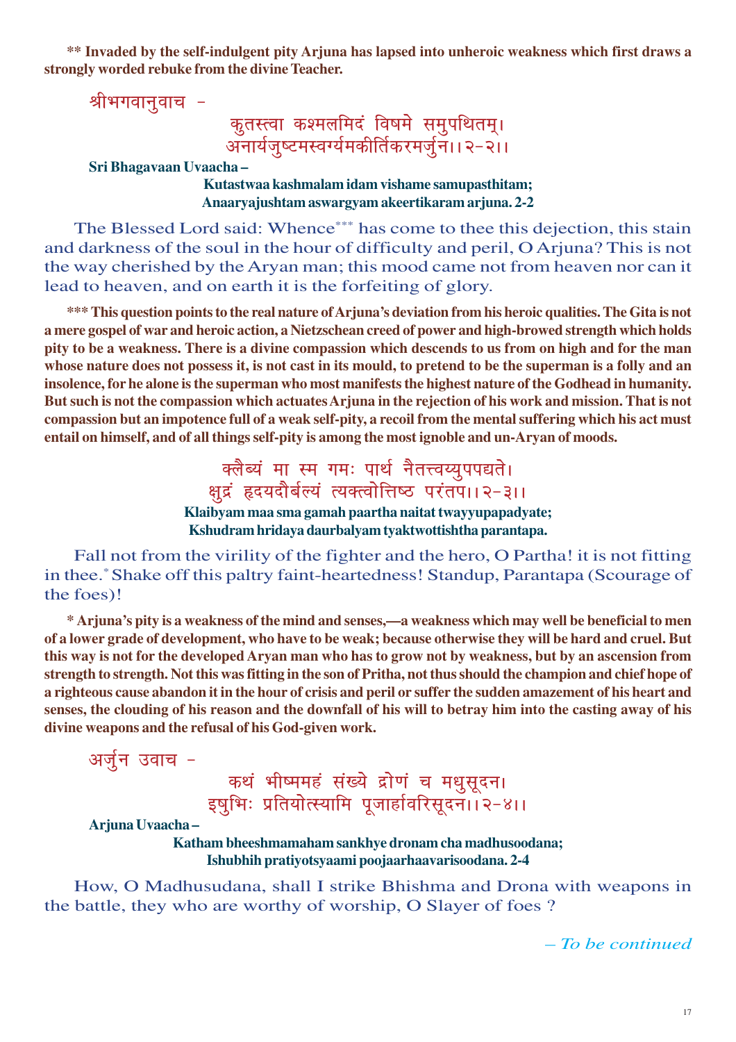**\*\* Invaded by the self-indulgent pity Arjuna has lapsed into unheroic weakness which first draws a strongly worded rebuke from the divine Teacher.**

श्रीभगवानुवाच -

कुतस्त्वा कश्मलमिदं विषमे समुपस्थितम्।
अनार्यजुष्टमस्वर्ग्यमकीर्तिकरमर्जुन।।२-२।।

**Sri Bhagavaan Uvaacha –**

**Kutastwaa kashmalam idam vishame samupasthitam;**
**Anaaryajushtam aswargyam akeertikaram arjuna. 2-2**

The Blessed Lord said: Whence*** has come to thee this dejection, this stain and darkness of the soul in the hour of difficulty and peril, O Arjuna? This is not the way cherished by the Aryan man; this mood came not from heaven nor can it lead to heaven, and on earth it is the forfeiting of glory.

**\*\*\* This question points to the real nature of Arjuna's deviation from his heroic qualities. The Gita is not a mere gospel of war and heroic action, a Nietzschean creed of power and high-browed strength which holds pity to be a weakness. There is a divine compassion which descends to us from on high and for the man whose nature does not possess it, is not cast in its mould, to pretend to be the superman is a folly and an insolence, for he alone is the superman who most manifests the highest nature of the Godhead in humanity. But such is not the compassion which actuates Arjuna in the rejection of his work and mission. That is not compassion but an impotence full of a weak self-pity, a recoil from the mental suffering which his act must entail on himself, and of all things self-pity is among the most ignoble and un-Aryan of moods.**

क्लैब्यं मा स्म गमः पार्थ नैतत्त्वय्युपपद्यते।
क्षुद्रं हृदयदौर्बल्यं त्यक्त्वोत्तिष्ठ परंतप।।२-३।।

**Klaibyam maa sma gamah paartha naitat twayyupapadyate;**
**Kshudram hridaya daurbalyam tyaktwottishtha parantapa.**

Fall not from the virility of the fighter and the hero, O Partha! it is not fitting in thee.* Shake off this paltry faint-heartedness! Standup, Parantapa (Scourage of the foes)!

**\* Arjuna's pity is a weakness of the mind and senses,—a weakness which may well be beneficial to men of a lower grade of development, who have to be weak; because otherwise they will be hard and cruel. But this way is not for the developed Aryan man who has to grow not by weakness, but by an ascension from strength to strength. Not this was fitting in the son of Pritha, not thus should the champion and chief hope of a righteous cause abandon it in the hour of crisis and peril or suffer the sudden amazement of his heart and senses, the clouding of his reason and the downfall of his will to betray him into the casting away of his divine weapons and the refusal of his God-given work.**

अर्जुन उवाच -

कथं भीष्ममहं संख्ये द्रोणं च मधुसूदन।
इषुभिः प्रतियोत्स्यामि पूजार्हावरिसूदन।।२-४।।

**Arjuna Uvaacha –**

**Katham bheeshmamaham sankhye dronam cha madhusoodana;**
**Ishubhih pratiyotsyaami poojaarhaavarisoodana. 2-4**

How, O Madhusudana, shall I strike Bhishma and Drona with weapons in the battle, they who are worthy of worship, O Slayer of foes ?

*– To be continued*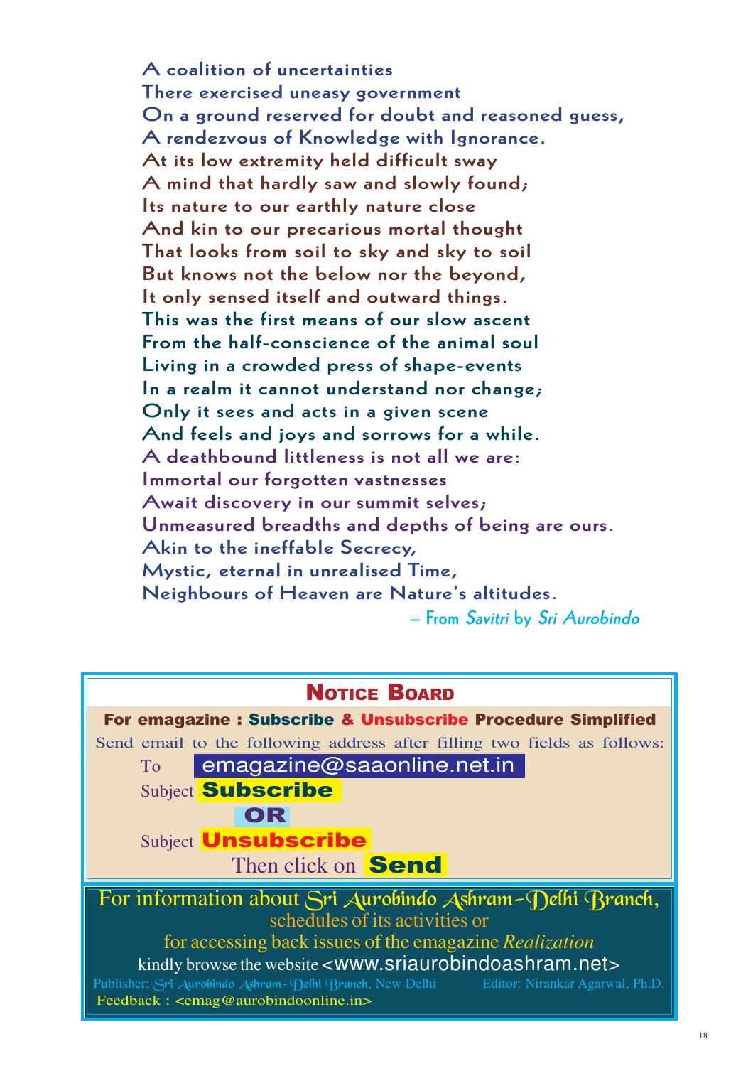A coalition of uncertainties
There exercised uneasy government
On a ground reserved for doubt and reasoned guess,
A rendezvous of Knowledge with Ignorance.
At its low extremity held difficult sway
A mind that hardly saw and slowly found;
Its nature to our earthly nature close
And kin to our precarious mortal thought
That looks from soil to sky and sky to soil
But knows not the below nor the beyond,
It only sensed itself and outward things.
This was the first means of our slow ascent
From the half-conscience of the animal soul
Living in a crowded press of shape-events
In a realm it cannot understand nor change;
Only it sees and acts in a given scene
And feels and joys and sorrows for a while.
A deathbound littleness is not all we are:
Immortal our forgotten vastnesses
Await discovery in our summit selves;
Unmeasured breadths and depths of being are ours.
Akin to the ineffable Secrecy,
Mystic, eternal in unrealised Time,
Neighbours of Heaven are Nature's altitudes.

— From *Savitri* by *Sri Aurobindo*

## NOTICE BOARD

**For emagazine : Subscribe & Unsubscribe Procedure Simplified**

Send email to the following address after filling two fields as follows:

To **emagazine@saaonline.net.in**

Subject **Subscribe**

**OR**

Subject **Unsubscribe**

Then click on **Send**

For information about Sri Aurobindo Ashram-Delhi Branch,
schedules of its activities or
for accessing back issues of the emagazine *Realization*
kindly browse the website <www.sriaurobindoashram.net>

Publisher: Sri Aurobindo Ashram-Delhi Branch, New Delhi    Editor: Nirankar Agarwal, Ph.D.

Feedback : <emag@aurobindoonline.in>